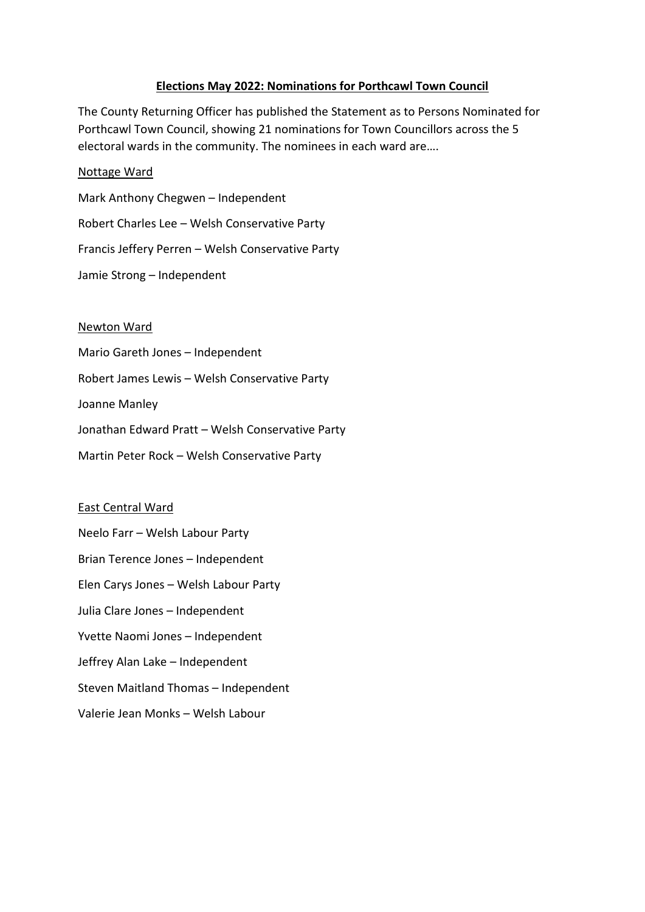**Elections May 2022: Nominations for Porthcawl Town Council**

The County Returning Officer has published the Statement as to Persons Nominated for Porthcawl Town Council, showing 21 nominations for Town Councillors across the 5 electoral wards in the community. The nominees in each ward are….

Nottage Ward

Mark Anthony Chegwen – Independent

Robert Charles Lee – Welsh Conservative Party

Francis Jeffery Perren – Welsh Conservative Party

Jamie Strong – Independent

Newton Ward

Mario Gareth Jones – Independent

Robert James Lewis – Welsh Conservative Party

Joanne Manley

Jonathan Edward Pratt – Welsh Conservative Party

Martin Peter Rock – Welsh Conservative Party

East Central Ward

Neelo Farr – Welsh Labour Party

Brian Terence Jones – Independent

Elen Carys Jones – Welsh Labour Party

Julia Clare Jones – Independent

Yvette Naomi Jones – Independent

Jeffrey Alan Lake – Independent

Steven Maitland Thomas – Independent

Valerie Jean Monks – Welsh Labour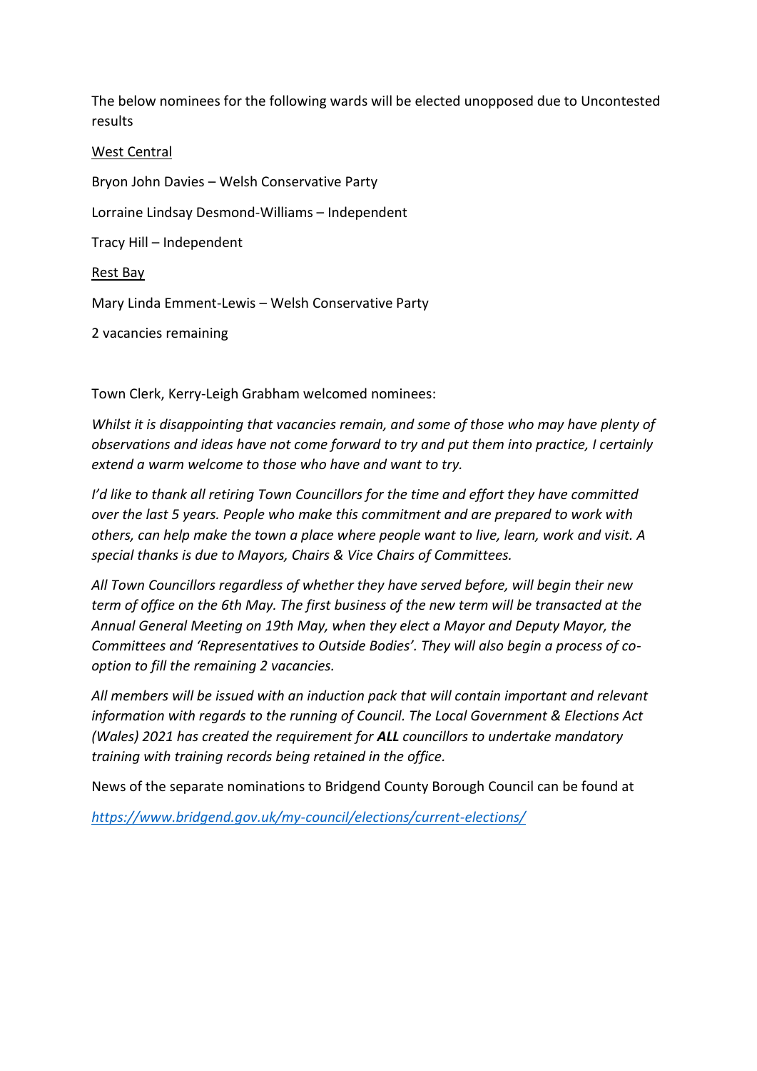The below nominees for the following wards will be elected unopposed due to Uncontested results

<u>West Central</u>

Bryon John Davies – Welsh Conservative Party

Lorraine Lindsay Desmond-Williams – Independent

Tracy Hill – Independent

<u>Rest Bay</u>

Mary Linda Emment-Lewis – Welsh Conservative Party

2 vacancies remaining

Town Clerk, Kerry-Leigh Grabham welcomed nominees:

*Whilst it is disappointing that vacancies remain, and some of those who may have plenty of observations and ideas have not come forward to try and put them into practice, I certainly extend a warm welcome to those who have and want to try.*

*I'd like to thank all retiring Town Councillors for the time and effort they have committed over the last 5 years. People who make this commitment and are prepared to work with others, can help make the town a place where people want to live, learn, work and visit. A special thanks is due to Mayors, Chairs & Vice Chairs of Committees.*

*All Town Councillors regardless of whether they have served before, will begin their new term of office on the 6th May. The first business of the new term will be transacted at the Annual General Meeting on 19th May, when they elect a Mayor and Deputy Mayor, the Committees and 'Representatives to Outside Bodies'. They will also begin a process of co-option to fill the remaining 2 vacancies.*

*All members will be issued with an induction pack that will contain important and relevant information with regards to the running of Council. The Local Government & Elections Act (Wales) 2021 has created the requirement for* ***ALL*** *councillors to undertake mandatory training with training records being retained in the office.*

News of the separate nominations to Bridgend County Borough Council can be found at

*https://www.bridgend.gov.uk/my-council/elections/current-elections/*